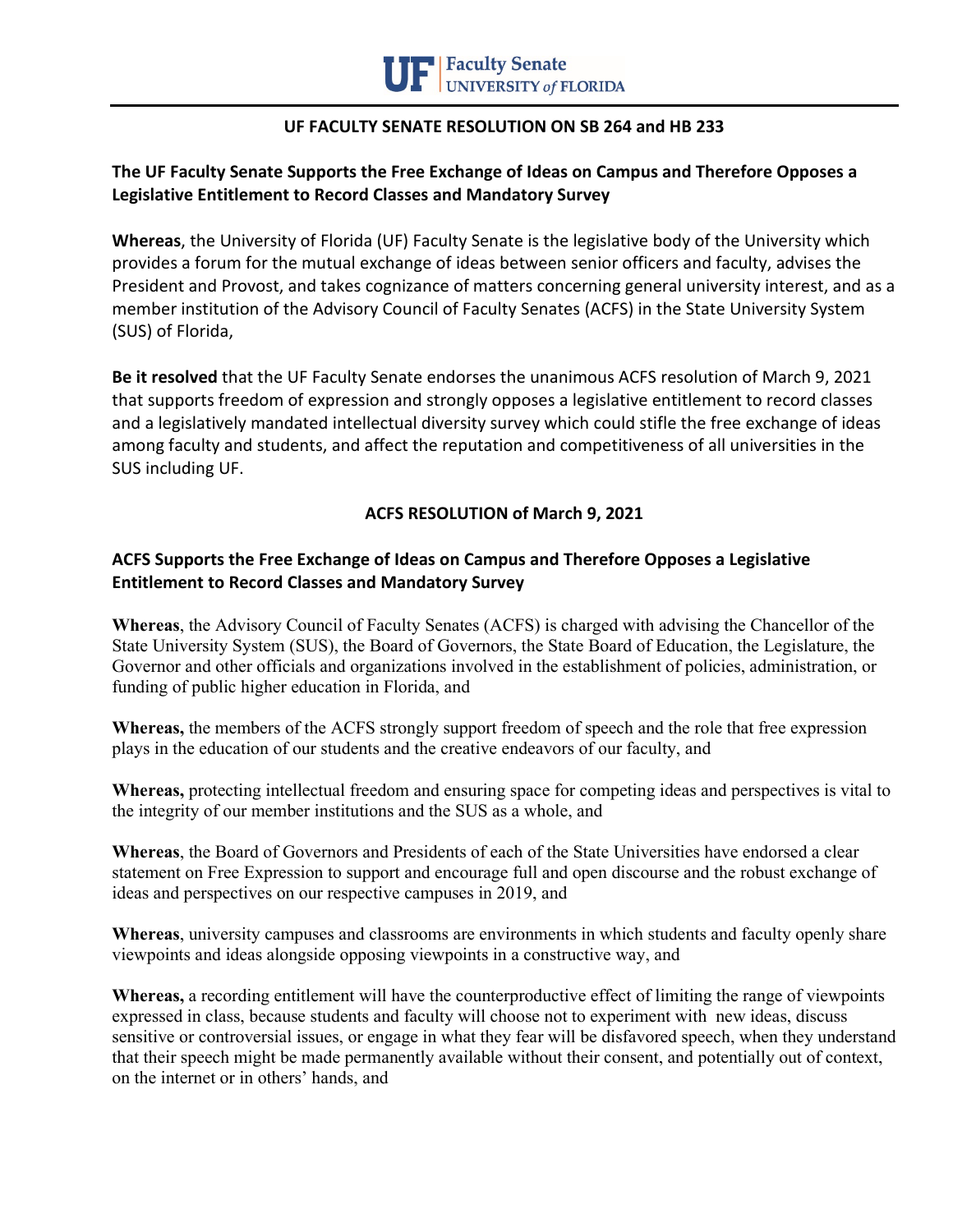**UF Faculty Senate | UNIVERSITY of FLORIDA**

## UF FACULTY SENATE RESOLUTION ON SB 264 and HB 233

### The UF Faculty Senate Supports the Free Exchange of Ideas on Campus and Therefore Opposes a Legislative Entitlement to Record Classes and Mandatory Survey

**Whereas**, the University of Florida (UF) Faculty Senate is the legislative body of the University which provides a forum for the mutual exchange of ideas between senior officers and faculty, advises the President and Provost, and takes cognizance of matters concerning general university interest, and as a member institution of the Advisory Council of Faculty Senates (ACFS) in the State University System (SUS) of Florida,

**Be it resolved** that the UF Faculty Senate endorses the unanimous ACFS resolution of March 9, 2021 that supports freedom of expression and strongly opposes a legislative entitlement to record classes and a legislatively mandated intellectual diversity survey which could stifle the free exchange of ideas among faculty and students, and affect the reputation and competitiveness of all universities in the SUS including UF.

## ACFS RESOLUTION of March 9, 2021

### ACFS Supports the Free Exchange of Ideas on Campus and Therefore Opposes a Legislative Entitlement to Record Classes and Mandatory Survey

**Whereas**, the Advisory Council of Faculty Senates (ACFS) is charged with advising the Chancellor of the State University System (SUS), the Board of Governors, the State Board of Education, the Legislature, the Governor and other officials and organizations involved in the establishment of policies, administration, or funding of public higher education in Florida, and

**Whereas,** the members of the ACFS strongly support freedom of speech and the role that free expression plays in the education of our students and the creative endeavors of our faculty, and

**Whereas,** protecting intellectual freedom and ensuring space for competing ideas and perspectives is vital to the integrity of our member institutions and the SUS as a whole, and

**Whereas**, the Board of Governors and Presidents of each of the State Universities have endorsed a clear statement on Free Expression to support and encourage full and open discourse and the robust exchange of ideas and perspectives on our respective campuses in 2019, and

**Whereas**, university campuses and classrooms are environments in which students and faculty openly share viewpoints and ideas alongside opposing viewpoints in a constructive way, and

**Whereas,** a recording entitlement will have the counterproductive effect of limiting the range of viewpoints expressed in class, because students and faculty will choose not to experiment with new ideas, discuss sensitive or controversial issues, or engage in what they fear will be disfavored speech, when they understand that their speech might be made permanently available without their consent, and potentially out of context, on the internet or in others' hands, and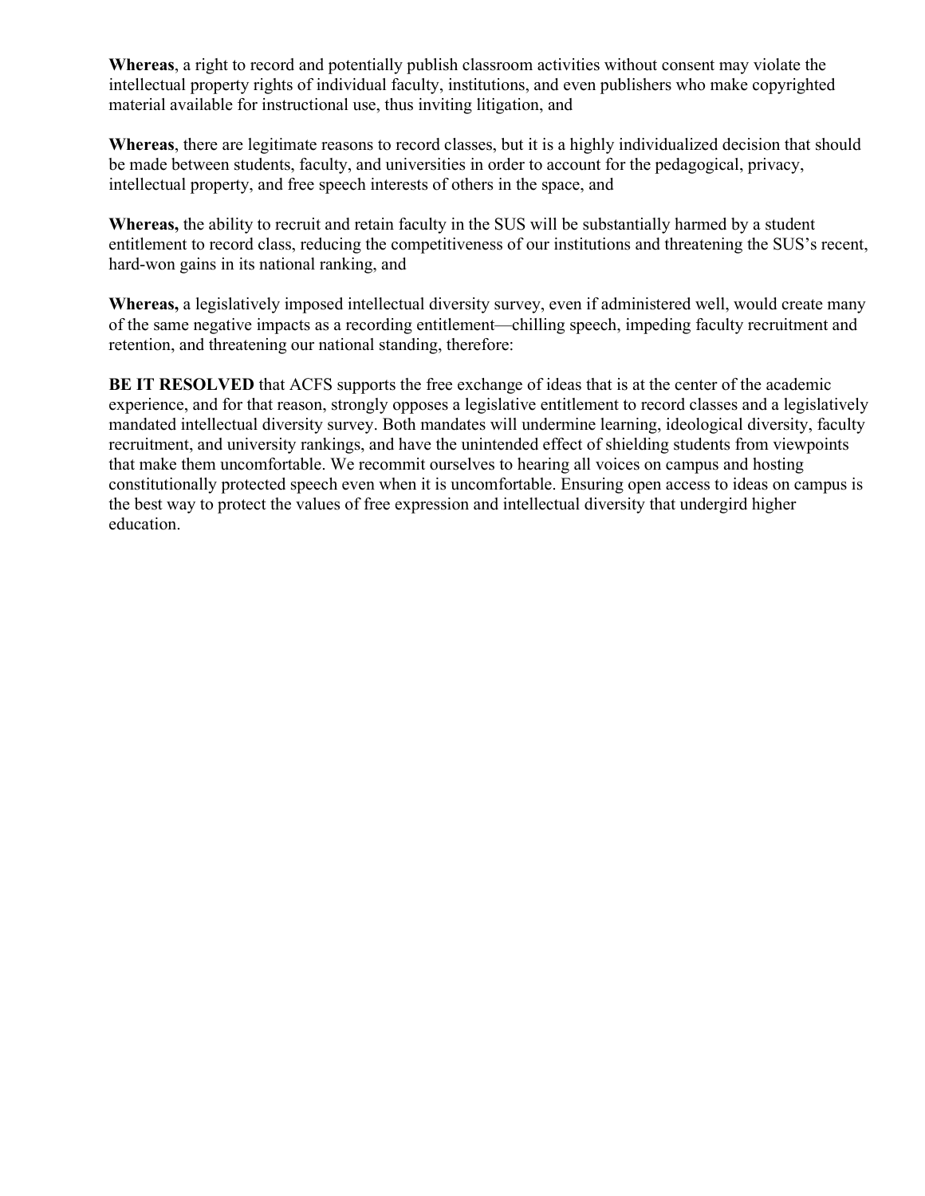**Whereas**, a right to record and potentially publish classroom activities without consent may violate the intellectual property rights of individual faculty, institutions, and even publishers who make copyrighted material available for instructional use, thus inviting litigation, and

**Whereas**, there are legitimate reasons to record classes, but it is a highly individualized decision that should be made between students, faculty, and universities in order to account for the pedagogical, privacy, intellectual property, and free speech interests of others in the space, and

**Whereas,** the ability to recruit and retain faculty in the SUS will be substantially harmed by a student entitlement to record class, reducing the competitiveness of our institutions and threatening the SUS's recent, hard-won gains in its national ranking, and

**Whereas,** a legislatively imposed intellectual diversity survey, even if administered well, would create many of the same negative impacts as a recording entitlement—chilling speech, impeding faculty recruitment and retention, and threatening our national standing, therefore:

**BE IT RESOLVED** that ACFS supports the free exchange of ideas that is at the center of the academic experience, and for that reason, strongly opposes a legislative entitlement to record classes and a legislatively mandated intellectual diversity survey. Both mandates will undermine learning, ideological diversity, faculty recruitment, and university rankings, and have the unintended effect of shielding students from viewpoints that make them uncomfortable. We recommit ourselves to hearing all voices on campus and hosting constitutionally protected speech even when it is uncomfortable. Ensuring open access to ideas on campus is the best way to protect the values of free expression and intellectual diversity that undergird higher education.